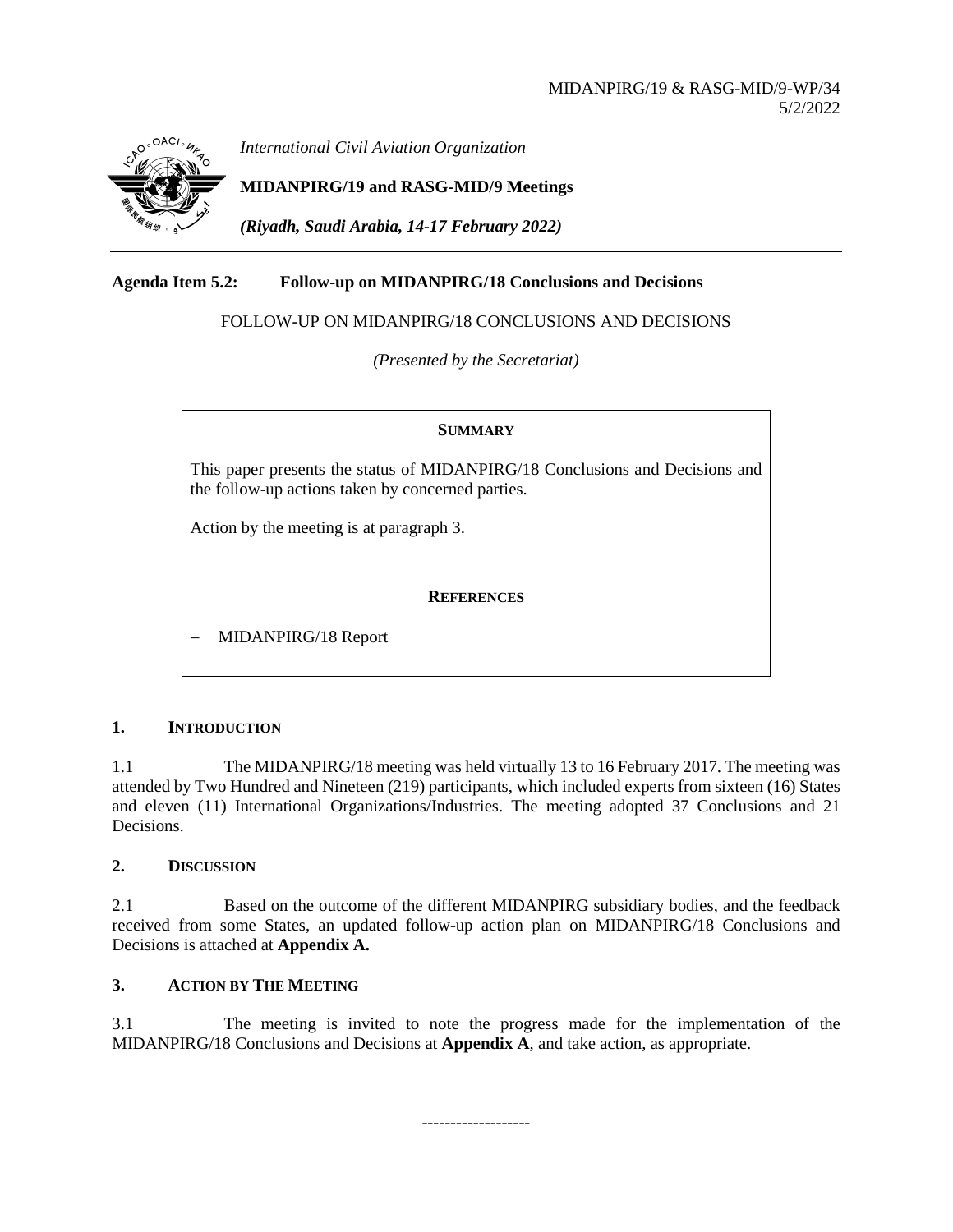MIDANPIRG/19 & RASG-MID/9-WP/34
5/2/2022

*International Civil Aviation Organization*

**MIDANPIRG/19 and RASG-MID/9 Meetings**

***(Riyadh, Saudi Arabia, 14-17 February 2022)***

**Agenda Item 5.2: Follow-up on MIDANPIRG/18 Conclusions and Decisions**

FOLLOW-UP ON MIDANPIRG/18 CONCLUSIONS AND DECISIONS

*(Presented by the Secretariat)*

| **SUMMARY** |
|---|
| This paper presents the status of MIDANPIRG/18 Conclusions and Decisions and the follow-up actions taken by concerned parties.<br><br>Action by the meeting is at paragraph 3. |
| **REFERENCES** |
| – MIDANPIRG/18 Report |

## 1. INTRODUCTION

1.1 The MIDANPIRG/18 meeting was held virtually 13 to 16 February 2017. The meeting was attended by Two Hundred and Nineteen (219) participants, which included experts from sixteen (16) States and eleven (11) International Organizations/Industries. The meeting adopted 37 Conclusions and 21 Decisions.

## 2. DISCUSSION

2.1 Based on the outcome of the different MIDANPIRG subsidiary bodies, and the feedback received from some States, an updated follow-up action plan on MIDANPIRG/18 Conclusions and Decisions is attached at **Appendix A.**

## 3. ACTION BY THE MEETING

3.1 The meeting is invited to note the progress made for the implementation of the MIDANPIRG/18 Conclusions and Decisions at **Appendix A**, and take action, as appropriate.

------------------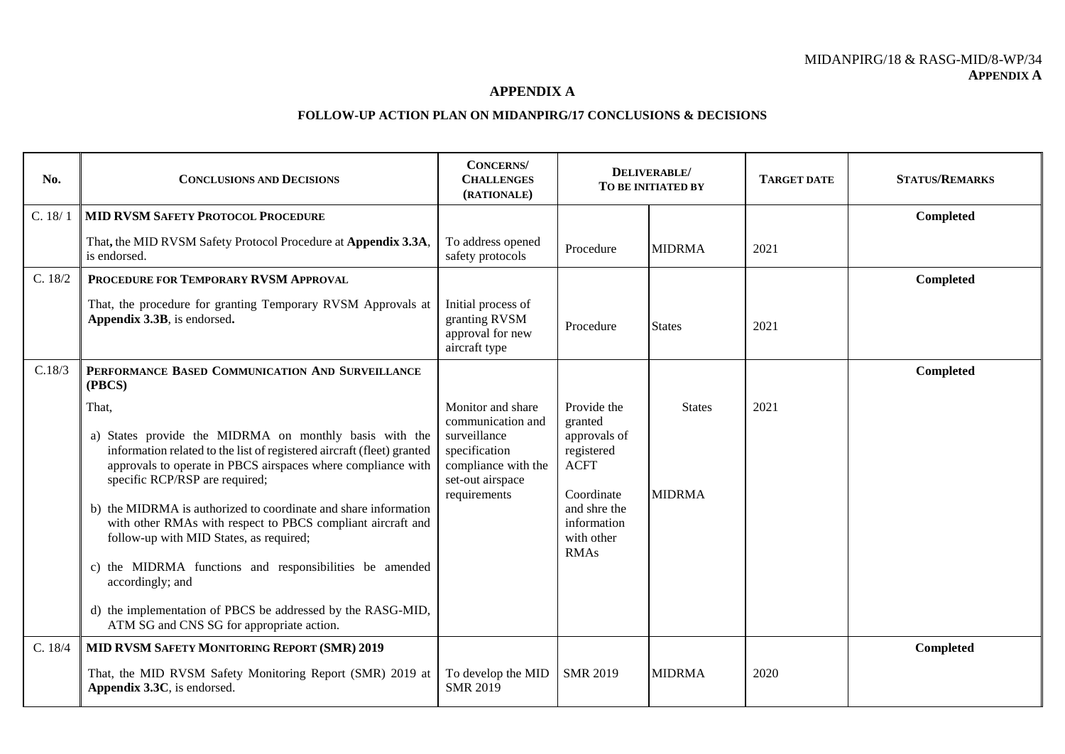## APPENDIX A

### FOLLOW-UP ACTION PLAN ON MIDANPIRG/17 CONCLUSIONS & DECISIONS

| No. | CONCLUSIONS AND DECISIONS | CONCERNS/ CHALLENGES (RATIONALE) | DELIVERABLE/ TO BE INITIATED BY | | TARGET DATE | STATUS/REMARKS |
|---|---|---|---|---|---|---|
| C. 18/ 1 | **MID RVSM SAFETY PROTOCOL PROCEDURE** | | | | | **Completed** |
| | That, the MID RVSM Safety Protocol Procedure at **Appendix 3.3A**, is endorsed. | To address opened safety protocols | Procedure | MIDRMA | 2021 | |
| C. 18/2 | **PROCEDURE FOR TEMPORARY RVSM APPROVAL** | | | | | **Completed** |
| | That, the procedure for granting Temporary RVSM Approvals at **Appendix 3.3B**, is endorsed. | Initial process of granting RVSM approval for new aircraft type | Procedure | States | 2021 | |
| C.18/3 | **PERFORMANCE BASED COMMUNICATION AND SURVEILLANCE (PBCS)** | | | | | **Completed** |
| | That,<br><br>a) States provide the MIDRMA on monthly basis with the information related to the list of registered aircraft (fleet) granted approvals to operate in PBCS airspaces where compliance with specific RCP/RSP are required;<br><br>b) the MIDRMA is authorized to coordinate and share information with other RMAs with respect to PBCS compliant aircraft and follow-up with MID States, as required;<br><br>c) the MIDRMA functions and responsibilities be amended accordingly; and<br><br>d) the implementation of PBCS be addressed by the RASG-MID, ATM SG and CNS SG for appropriate action. | Monitor and share communication and surveillance specification compliance with the set-out airspace requirements | Provide the granted approvals of registered ACFT<br><br>Coordinate and shre the information with other RMAs | States<br><br>MIDRMA | 2021 | |
| C. 18/4 | **MID RVSM SAFETY MONITORING REPORT (SMR) 2019** | | | | | **Completed** |
| | That, the MID RVSM Safety Monitoring Report (SMR) 2019 at **Appendix 3.3C**, is endorsed. | To develop the MID SMR 2019 | SMR 2019 | MIDRMA | 2020 | |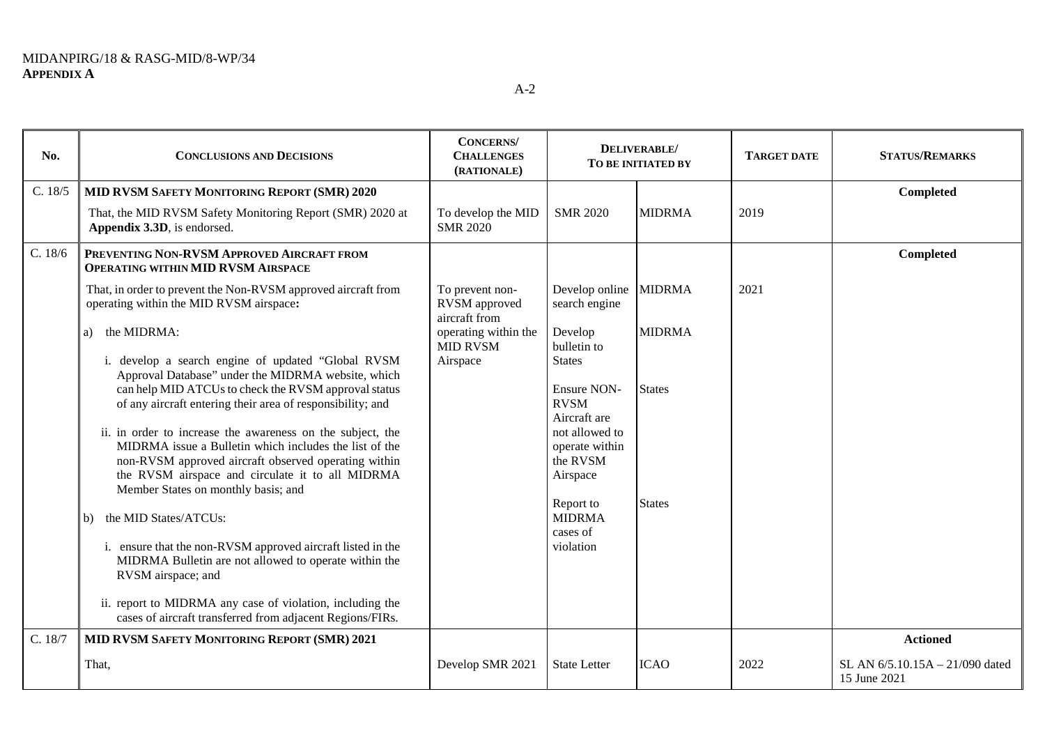| No. | Conclusions and Decisions | Concerns/ Challenges (Rationale) | Deliverable/ To be initiated by | | Target date | Status/Remarks |
|---|---|---|---|---|---|---|
| C. 18/5 | **MID RVSM Safety Monitoring Report (SMR) 2020**<br><br>That, the MID RVSM Safety Monitoring Report (SMR) 2020 at **Appendix 3.3D**, is endorsed. | To develop the MID SMR 2020 | SMR 2020 | MIDRMA | 2019 | **Completed** |
| C. 18/6 | **Preventing Non-RVSM Approved Aircraft from Operating within MID RVSM Airspace**<br><br>That, in order to prevent the Non-RVSM approved aircraft from operating within the MID RVSM airspace**:**<br><br>a) the MIDRMA:<br><br>i. develop a search engine of updated "Global RVSM Approval Database" under the MIDRMA website, which can help MID ATCUs to check the RVSM approval status of any aircraft entering their area of responsibility; and<br><br>ii. in order to increase the awareness on the subject, the MIDRMA issue a Bulletin which includes the list of the non-RVSM approved aircraft observed operating within the RVSM airspace and circulate it to all MIDRMA Member States on monthly basis; and<br><br>b) the MID States/ATCUs:<br><br>i. ensure that the non-RVSM approved aircraft listed in the MIDRMA Bulletin are not allowed to operate within the RVSM airspace; and<br><br>ii. report to MIDRMA any case of violation, including the cases of aircraft transferred from adjacent Regions/FIRs. | To prevent non-RVSM approved aircraft from operating within the MID RVSM Airspace | Develop online search engine<br><br>Develop bulletin to States<br><br>Ensure NON-RVSM Aircraft are not allowed to operate within the RVSM Airspace<br><br>Report to MIDRMA cases of violation | MIDRMA<br><br>MIDRMA<br><br>States<br><br>States | 2021 | **Completed** |
| C. 18/7 | **MID RVSM Safety Monitoring Report (SMR) 2021**<br><br>That, | Develop SMR 2021 | State Letter | ICAO | 2022 | **Actioned**<br><br>SL AN 6/5.10.15A – 21/090 dated 15 June 2021 |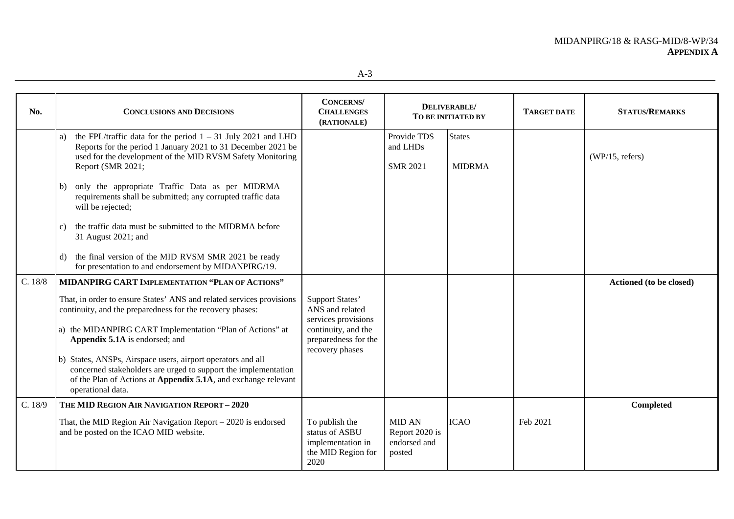| No. | Conclusions and Decisions | Concerns/ Challenges (Rationale) | Deliverable/ To be initiated by | | Target date | Status/Remarks |
|---|---|---|---|---|---|---|
| | a) the FPL/traffic data for the period 1 – 31 July 2021 and LHD Reports for the period 1 January 2021 to 31 December 2021 be used for the development of the MID RVSM Safety Monitoring Report (SMR 2021;<br><br>b) only the appropriate Traffic Data as per MIDRMA requirements shall be submitted; any corrupted traffic data will be rejected;<br><br>c) the traffic data must be submitted to the MIDRMA before 31 August 2021; and<br><br>d) the final version of the MID RVSM SMR 2021 be ready for presentation to and endorsement by MIDANPIRG/19. | | Provide TDS and LHDs<br><br>SMR 2021 | States<br><br>MIDRMA | | (WP/15, refers) |
| C. 18/8 | **MIDANPIRG CART Implementation "Plan of Actions"**<br><br>That, in order to ensure States' ANS and related services provisions continuity, and the preparedness for the recovery phases:<br><br>a) the MIDANPIRG CART Implementation "Plan of Actions" at **Appendix 5.1A** is endorsed; and<br><br>b) States, ANSPs, Airspace users, airport operators and all concerned stakeholders are urged to support the implementation of the Plan of Actions at **Appendix 5.1A**, and exchange relevant operational data. | Support States' ANS and related services provisions continuity, and the preparedness for the recovery phases | | | | **Actioned (to be closed)** |
| C. 18/9 | **The MID Region Air Navigation Report – 2020**<br><br>That, the MID Region Air Navigation Report – 2020 is endorsed and be posted on the ICAO MID website. | To publish the status of ASBU implementation in the MID Region for 2020 | MID AN Report 2020 is endorsed and posted | ICAO | Feb 2021 | **Completed** |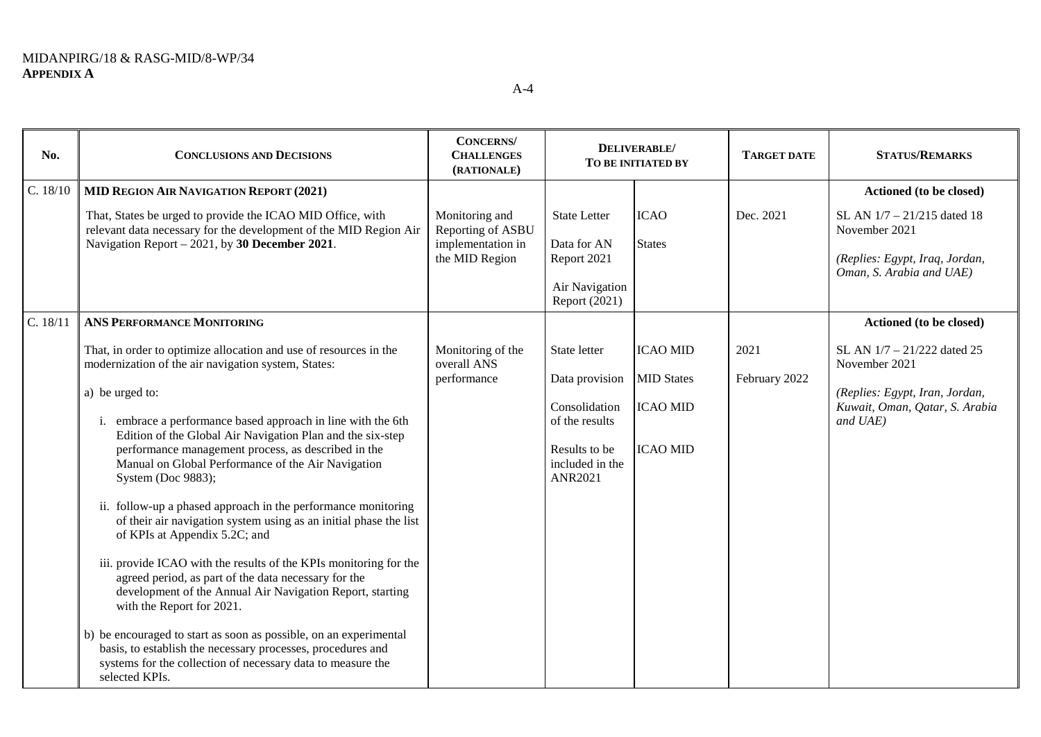| No. | CONCLUSIONS AND DECISIONS | CONCERNS/ CHALLENGES (RATIONALE) | DELIVERABLE/ TO BE INITIATED BY | | TARGET DATE | STATUS/REMARKS |
|---|---|---|---|---|---|---|
| C. 18/10 | **MID REGION AIR NAVIGATION REPORT (2021)** | | | | | **Actioned (to be closed)** |
| | That, States be urged to provide the ICAO MID Office, with relevant data necessary for the development of the MID Region Air Navigation Report – 2021, by **30 December 2021**. | Monitoring and Reporting of ASBU implementation in the MID Region | State Letter<br><br>Data for AN Report 2021<br><br>Air Navigation Report (2021) | ICAO<br><br>States | Dec. 2021 | SL AN 1/7 – 21/215 dated 18 November 2021<br><br>*(Replies: Egypt, Iraq, Jordan, Oman, S. Arabia and UAE)* |
| C. 18/11 | **ANS PERFORMANCE MONITORING** | | | | | **Actioned (to be closed)** |
| | That, in order to optimize allocation and use of resources in the modernization of the air navigation system, States:<br><br>a) be urged to:<br><br>i. embrace a performance based approach in line with the 6th Edition of the Global Air Navigation Plan and the six-step performance management process, as described in the Manual on Global Performance of the Air Navigation System (Doc 9883);<br><br>ii. follow-up a phased approach in the performance monitoring of their air navigation system using as an initial phase the list of KPIs at Appendix 5.2C; and<br><br>iii. provide ICAO with the results of the KPIs monitoring for the agreed period, as part of the data necessary for the development of the Annual Air Navigation Report, starting with the Report for 2021.<br><br>b) be encouraged to start as soon as possible, on an experimental basis, to establish the necessary processes, procedures and systems for the collection of necessary data to measure the selected KPIs. | Monitoring of the overall ANS performance | State letter<br><br>Data provision<br><br>Consolidation of the results<br><br>Results to be included in the ANR2021 | ICAO MID<br><br>MID States<br><br>ICAO MID<br><br>ICAO MID | 2021<br><br>February 2022 | SL AN 1/7 – 21/222 dated 25 November 2021<br><br>*(Replies: Egypt, Iran, Jordan, Kuwait, Oman, Qatar, S. Arabia and UAE)* |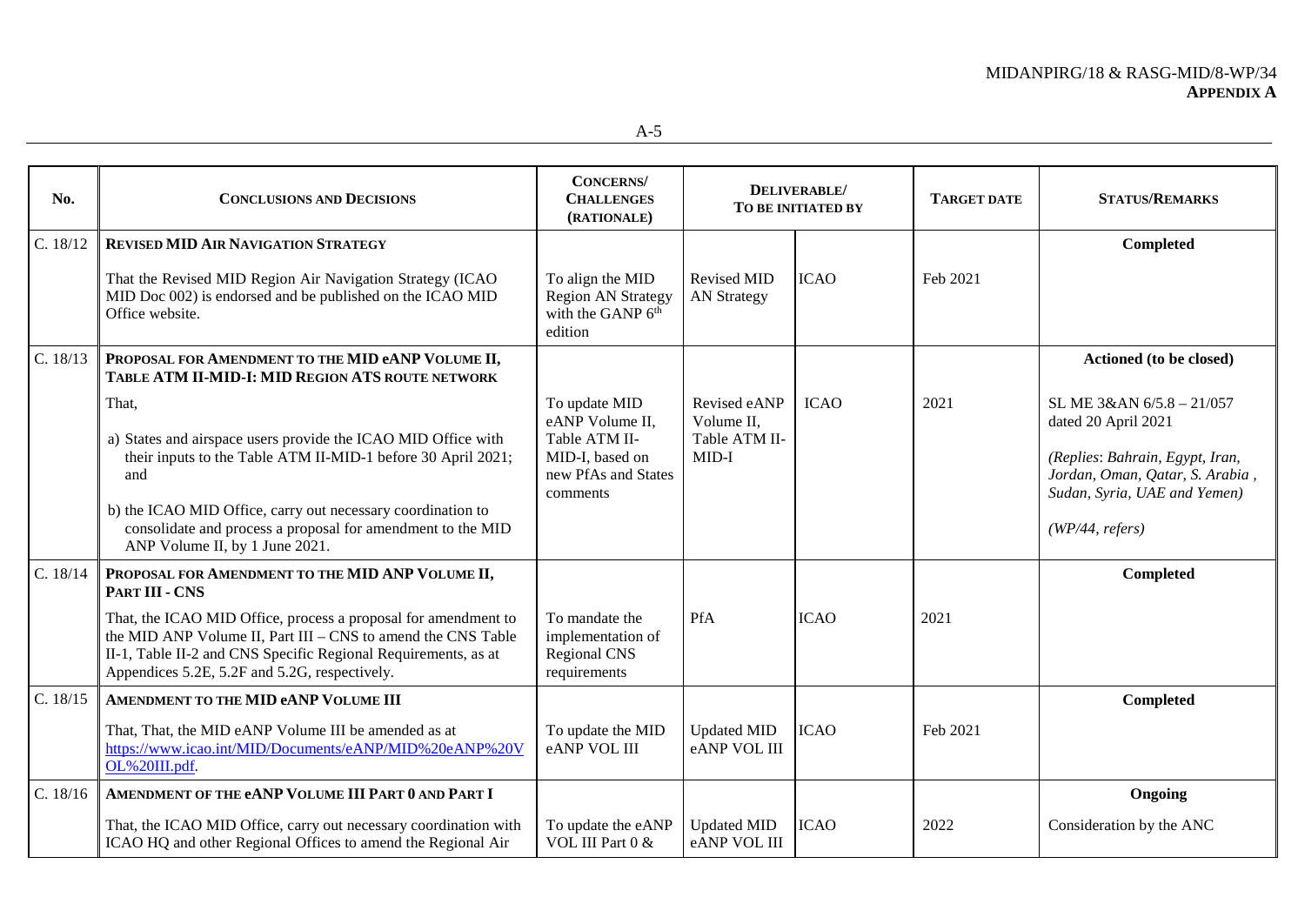| No. | CONCLUSIONS AND DECISIONS | CONCERNS/ CHALLENGES (RATIONALE) | DELIVERABLE/ TO BE INITIATED BY | | TARGET DATE | STATUS/REMARKS |
|---|---|---|---|---|---|---|
| C. 18/12 | **REVISED MID AIR NAVIGATION STRATEGY** | | | | | **Completed** |
| | That the Revised MID Region Air Navigation Strategy (ICAO MID Doc 002) is endorsed and be published on the ICAO MID Office website. | To align the MID Region AN Strategy with the GANP 6th edition | Revised MID AN Strategy | ICAO | Feb 2021 | |
| C. 18/13 | **PROPOSAL FOR AMENDMENT TO THE MID eANP VOLUME II, TABLE ATM II-MID-I: MID REGION ATS ROUTE NETWORK** | | | | | **Actioned (to be closed)** |
| | That,<br><br>a) States and airspace users provide the ICAO MID Office with their inputs to the Table ATM II-MID-1 before 30 April 2021; and<br><br>b) the ICAO MID Office, carry out necessary coordination to consolidate and process a proposal for amendment to the MID ANP Volume II, by 1 June 2021. | To update MID eANP Volume II, Table ATM II-MID-I, based on new PfAs and States comments | Revised eANP Volume II, Table ATM II-MID-I | ICAO | 2021 | SL ME 3&AN 6/5.8 – 21/057 dated 20 April 2021<br><br>*(Replies: Bahrain, Egypt, Iran, Jordan, Oman, Qatar, S. Arabia , Sudan, Syria, UAE and Yemen)*<br><br>*(WP/44, refers)* |
| C. 18/14 | **PROPOSAL FOR AMENDMENT TO THE MID ANP VOLUME II, PART III - CNS** | | | | | **Completed** |
| | That, the ICAO MID Office, process a proposal for amendment to the MID ANP Volume II, Part III – CNS to amend the CNS Table II-1, Table II-2 and CNS Specific Regional Requirements, as at Appendices 5.2E, 5.2F and 5.2G, respectively. | To mandate the implementation of Regional CNS requirements | PfA | ICAO | 2021 | |
| C. 18/15 | **AMENDMENT TO THE MID eANP VOLUME III** | | | | | **Completed** |
| | That, That, the MID eANP Volume III be amended as at [https://www.icao.int/MID/Documents/eANP/MID%20eANP%20VOL%20III.pdf](https://www.icao.int/MID/Documents/eANP/MID%20eANP%20VOL%20III.pdf). | To update the MID eANP VOL III | Updated MID eANP VOL III | ICAO | Feb 2021 | |
| C. 18/16 | **AMENDMENT OF THE eANP VOLUME III PART 0 AND PART I** | | | | | **Ongoing** |
| | That, the ICAO MID Office, carry out necessary coordination with ICAO HQ and other Regional Offices to amend the Regional Air | To update the eANP VOL III Part 0 & | Updated MID eANP VOL III | ICAO | 2022 | Consideration by the ANC |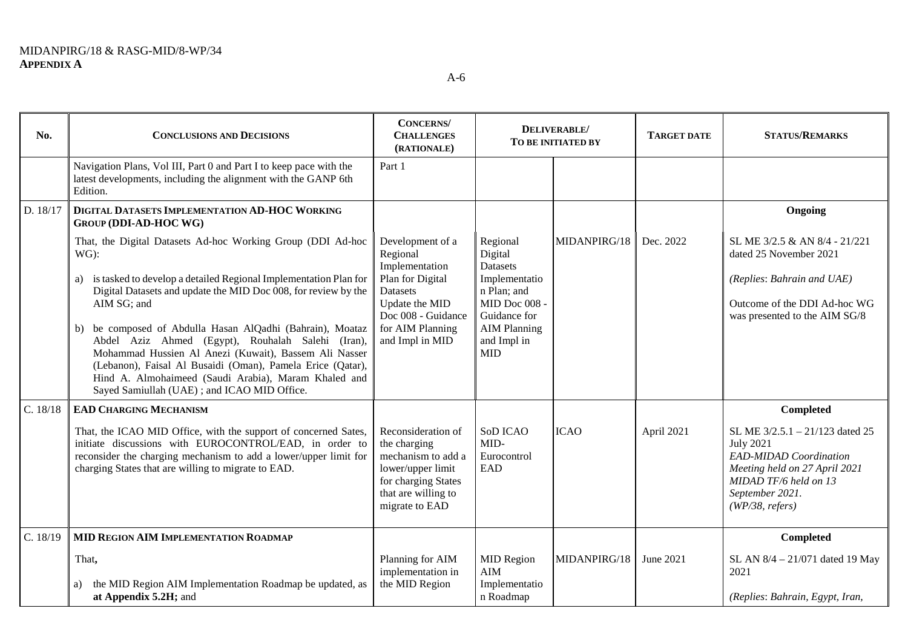| No. | CONCLUSIONS AND DECISIONS | CONCERNS/ CHALLENGES (RATIONALE) | DELIVERABLE/ TO BE INITIATED BY | | TARGET DATE | STATUS/REMARKS |
|---|---|---|---|---|---|---|
| | Navigation Plans, Vol III, Part 0 and Part I to keep pace with the latest developments, including the alignment with the GANP 6th Edition. | Part 1 | | | | |
| D. 18/17 | **DIGITAL DATASETS IMPLEMENTATION AD-HOC WORKING GROUP (DDI-AD-HOC WG)** | | | | | **Ongoing** |
| | That, the Digital Datasets Ad-hoc Working Group (DDI Ad-hoc WG):<br><br>a) is tasked to develop a detailed Regional Implementation Plan for Digital Datasets and update the MID Doc 008, for review by the AIM SG; and<br><br>b) be composed of Abdulla Hasan AlQadhi (Bahrain), Moataz Abdel Aziz Ahmed (Egypt), Rouhalah Salehi (Iran), Mohammad Hussien Al Anezi (Kuwait), Bassem Ali Nasser (Lebanon), Faisal Al Busaidi (Oman), Pamela Erice (Qatar), Hind A. Almohaimeed (Saudi Arabia), Maram Khaled and Sayed Samiullah (UAE) ; and ICAO MID Office. | Development of a Regional Implementation Plan for Digital Datasets<br>Update the MID Doc 008 - Guidance for AIM Planning and Impl in MID | Regional Digital Datasets Implementation Plan; and<br>MID Doc 008 - Guidance for AIM Planning and Impl in MID | MIDANPIRG/18 | Dec. 2022 | SL ME 3/2.5 & AN 8/4 - 21/221 dated 25 November 2021<br><br>*(Replies: Bahrain and UAE)*<br><br>Outcome of the DDI Ad-hoc WG was presented to the AIM SG/8 |
| C. 18/18 | **EAD CHARGING MECHANISM** | | | | | **Completed** |
| | That, the ICAO MID Office, with the support of concerned Sates, initiate discussions with EUROCONTROL/EAD, in order to reconsider the charging mechanism to add a lower/upper limit for charging States that are willing to migrate to EAD. | Reconsideration of the charging mechanism to add a lower/upper limit for charging States that are willing to migrate to EAD | SoD ICAO MID-Eurocontrol EAD | ICAO | April 2021 | SL ME 3/2.5.1 – 21/123 dated 25 July 2021<br>*EAD-MIDAD Coordination Meeting held on 27 April 2021*<br>*MIDAD TF/6 held on 13 September 2021.*<br>*(WP/38, refers)* |
| C. 18/19 | **MID REGION AIM IMPLEMENTATION ROADMAP** | | | | | **Completed** |
| | That,<br><br>a) the MID Region AIM Implementation Roadmap be updated, as **at Appendix 5.2H;** and | Planning for AIM implementation in the MID Region | MID Region AIM Implementation Roadmap | MIDANPIRG/18 | June 2021 | SL AN 8/4 – 21/071 dated 19 May 2021<br><br>*(Replies: Bahrain, Egypt, Iran,* |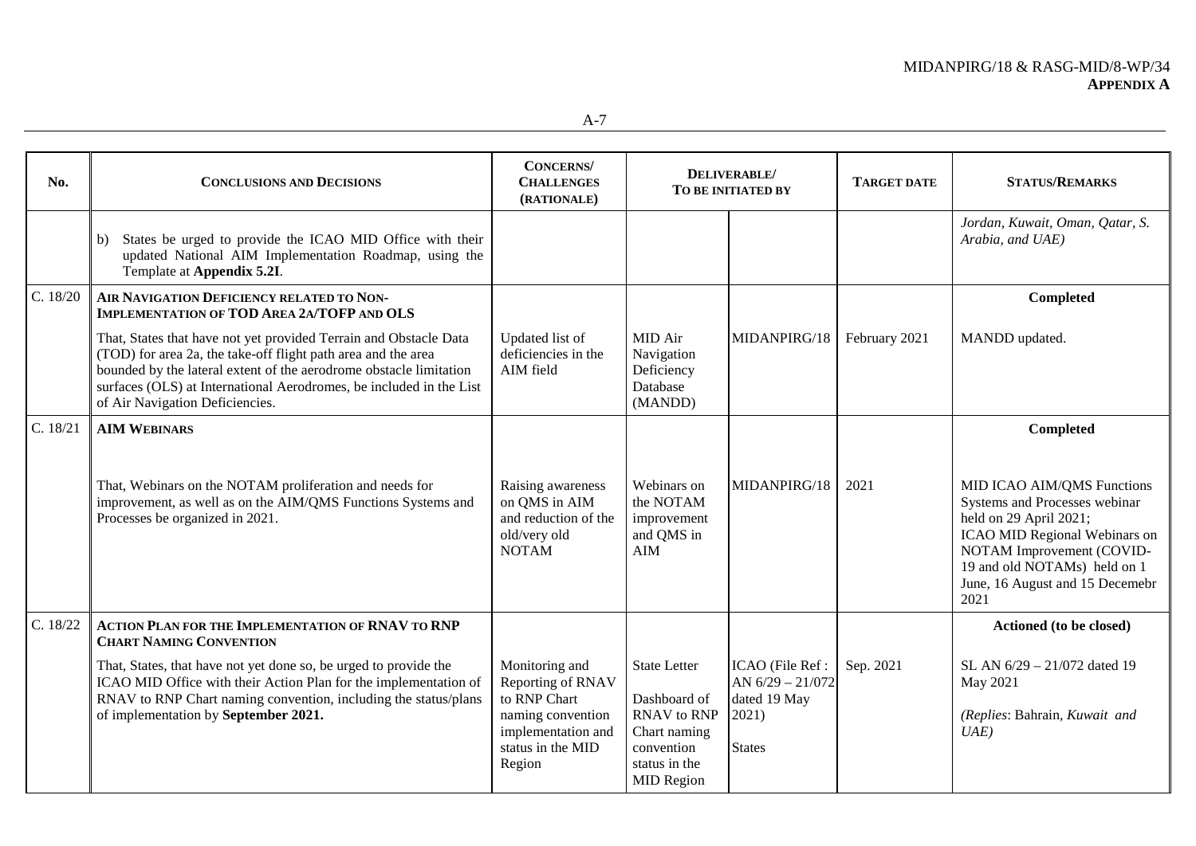| No. | CONCLUSIONS AND DECISIONS | CONCERNS/ CHALLENGES (RATIONALE) | DELIVERABLE/ TO BE INITIATED BY | | TARGET DATE | STATUS/REMARKS |
|---|---|---|---|---|---|---|
| | b) States be urged to provide the ICAO MID Office with their updated National AIM Implementation Roadmap, using the Template at **Appendix 5.2I**. | | | | | *Jordan, Kuwait, Oman, Qatar, S. Arabia, and UAE)* |
| C. 18/20 | **AIR NAVIGATION DEFICIENCY RELATED TO NON-IMPLEMENTATION OF TOD AREA 2A/TOFP AND OLS**<br><br>That, States that have not yet provided Terrain and Obstacle Data (TOD) for area 2a, the take-off flight path area and the area bounded by the lateral extent of the aerodrome obstacle limitation surfaces (OLS) at International Aerodromes, be included in the List of Air Navigation Deficiencies. | Updated list of deficiencies in the AIM field | MID Air Navigation Deficiency Database (MANDD) | MIDANPIRG/18 | February 2021 | **Completed**<br><br>MANDD updated. |
| C. 18/21 | **AIM WEBINARS**<br><br>That, Webinars on the NOTAM proliferation and needs for improvement, as well as on the AIM/QMS Functions Systems and Processes be organized in 2021. | Raising awareness on QMS in AIM and reduction of the old/very old NOTAM | Webinars on the NOTAM improvement and QMS in AIM | MIDANPIRG/18 | 2021 | **Completed**<br><br>MID ICAO AIM/QMS Functions Systems and Processes webinar held on 29 April 2021;<br>ICAO MID Regional Webinars on NOTAM Improvement (COVID-19 and old NOTAMs) held on 1 June, 16 August and 15 Decemebr 2021 |
| C. 18/22 | **ACTION PLAN FOR THE IMPLEMENTATION OF RNAV TO RNP CHART NAMING CONVENTION**<br><br>That, States, that have not yet done so, be urged to provide the ICAO MID Office with their Action Plan for the implementation of RNAV to RNP Chart naming convention, including the status/plans of implementation by **September 2021.** | Monitoring and Reporting of RNAV to RNP Chart naming convention implementation and status in the MID Region | State Letter<br><br>Dashboard of RNAV to RNP Chart naming convention status in the MID Region | ICAO (File Ref : AN 6/29 – 21/072 dated 19 May 2021)<br><br>States | Sep. 2021 | **Actioned (to be closed)**<br><br>SL AN 6/29 – 21/072 dated 19 May 2021<br><br>*(Replies*: Bahrain, *Kuwait and UAE)* |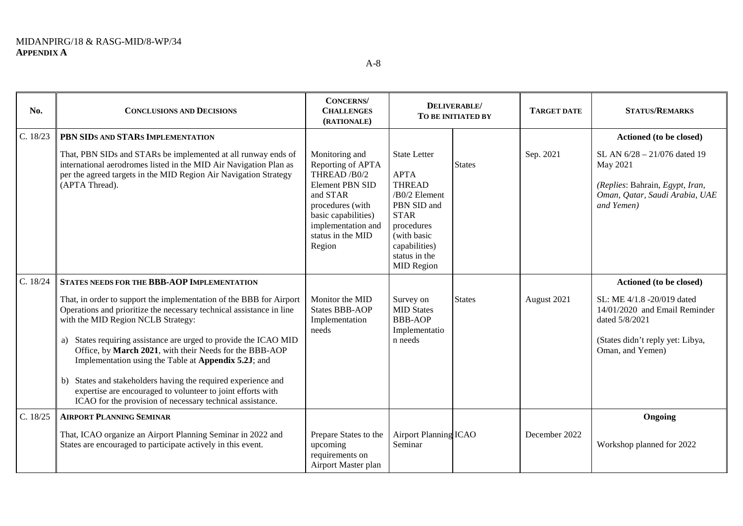| No. | CONCLUSIONS AND DECISIONS | CONCERNS/ CHALLENGES (RATIONALE) | DELIVERABLE/ TO BE INITIATED BY | | TARGET DATE | STATUS/REMARKS |
|---|---|---|---|---|---|---|
| C. 18/23 | **PBN SIDs AND STARs IMPLEMENTATION**<br><br>That, PBN SIDs and STARs be implemented at all runway ends of international aerodromes listed in the MID Air Navigation Plan as per the agreed targets in the MID Region Air Navigation Strategy (APTA Thread). | Monitoring and Reporting of APTA THREAD /B0/2 Element PBN SID and STAR procedures (with basic capabilities) implementation and status in the MID Region | State Letter<br><br>APTA THREAD /B0/2 Element PBN SID and STAR procedures (with basic capabilities) status in the MID Region | States | Sep. 2021 | **Actioned (to be closed)**<br><br>SL AN 6/28 – 21/076 dated 19 May 2021<br><br>*(Replies*: *Bahrain, Egypt, Iran, Oman, Qatar, Saudi Arabia, UAE and Yemen)* |
| C. 18/24 | **STATES NEEDS FOR THE BBB-AOP IMPLEMENTATION**<br><br>That, in order to support the implementation of the BBB for Airport Operations and prioritize the necessary technical assistance in line with the MID Region NCLB Strategy:<br><br>a) States requiring assistance are urged to provide the ICAO MID Office, by **March 2021**, with their Needs for the BBB-AOP Implementation using the Table at **Appendix 5.2J**; and<br><br>b) States and stakeholders having the required experience and expertise are encouraged to volunteer to joint efforts with ICAO for the provision of necessary technical assistance. | Monitor the MID States BBB-AOP Implementation needs | Survey on MID States BBB-AOP Implementation needs | States | August 2021 | **Actioned (to be closed)**<br><br>SL: ME 4/1.8 -20/019 dated 14/01/2020 and Email Reminder dated 5/8/2021<br><br>(States didn't reply yet: Libya, Oman, and Yemen) |
| C. 18/25 | **AIRPORT PLANNING SEMINAR**<br><br>That, ICAO organize an Airport Planning Seminar in 2022 and States are encouraged to participate actively in this event. | Prepare States to the upcoming requirements on Airport Master plan | Airport Planning Seminar | ICAO | December 2022 | **Ongoing**<br><br>Workshop planned for 2022 |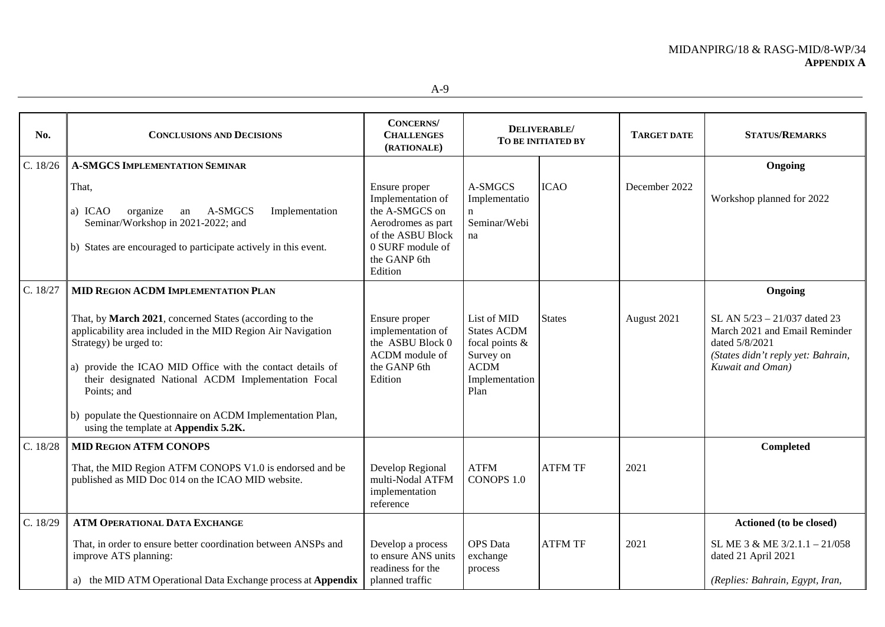| No. | Conclusions and Decisions | Concerns/ Challenges (Rationale) | Deliverable/ To be initiated by | | Target date | Status/Remarks |
|---|---|---|---|---|---|---|
| C. 18/26 | **A-SMGCS Implementation Seminar**<br><br>That,<br><br>a) ICAO organize an A-SMGCS Implementation Seminar/Workshop in 2021-2022; and<br><br>b) States are encouraged to participate actively in this event. | Ensure proper Implementation of the A-SMGCS on Aerodromes as part of the ASBU Block 0 SURF module of the GANP 6th Edition | A-SMGCS Implementation Seminar/Webina | ICAO | December 2022 | **Ongoing**<br><br>Workshop planned for 2022 |
| C. 18/27 | **MID Region ACDM Implementation Plan**<br><br>That, by **March 2021**, concerned States (according to the applicability area included in the MID Region Air Navigation Strategy) be urged to:<br><br>a) provide the ICAO MID Office with the contact details of their designated National ACDM Implementation Focal Points; and<br><br>b) populate the Questionnaire on ACDM Implementation Plan, using the template at **Appendix 5.2K.** | Ensure proper implementation of the ASBU Block 0 ACDM module of the GANP 6th Edition | List of MID States ACDM focal points & Survey on ACDM Implementation Plan | States | August 2021 | **Ongoing**<br><br>SL AN 5/23 – 21/037 dated 23 March 2021 and Email Reminder dated 5/8/2021<br>*(States didn't reply yet: Bahrain, Kuwait and Oman)* |
| C. 18/28 | **MID Region ATFM CONOPS**<br><br>That, the MID Region ATFM CONOPS V1.0 is endorsed and be published as MID Doc 014 on the ICAO MID website. | Develop Regional multi-Nodal ATFM implementation reference | ATFM CONOPS 1.0 | ATFM TF | 2021 | **Completed** |
| C. 18/29 | **ATM Operational Data Exchange**<br><br>That, in order to ensure better coordination between ANSPs and improve ATS planning:<br><br>a) the MID ATM Operational Data Exchange process at **Appendix** | Develop a process to ensure ANS units readiness for the planned traffic | OPS Data exchange process | ATFM TF | 2021 | **Actioned (to be closed)**<br><br>SL ME 3 & ME 3/2.1.1 – 21/058 dated 21 April 2021<br><br>*(Replies: Bahrain, Egypt, Iran,* |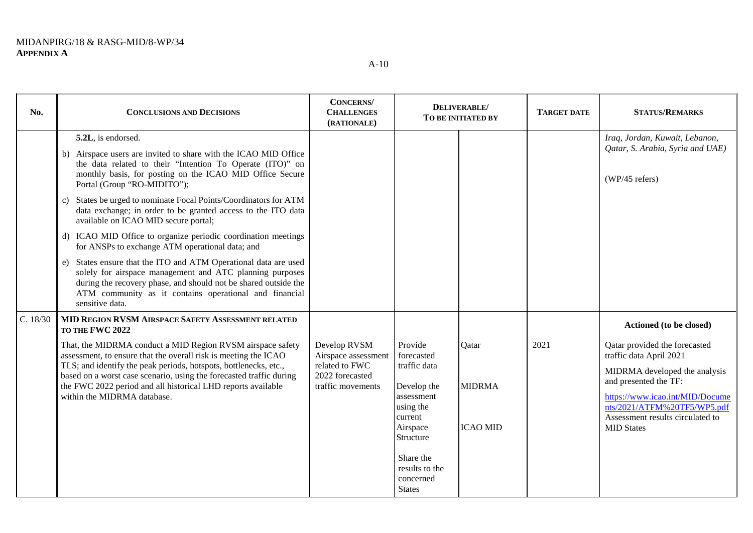| No. | Conclusions and Decisions | Concerns/ Challenges (Rationale) | Deliverable/ To be initiated by | | Target date | Status/Remarks |
|---|---|---|---|---|---|---|
| | **5.2L**, is endorsed.<br><br>b) Airspace users are invited to share with the ICAO MID Office the data related to their "Intention To Operate (ITO)" on monthly basis, for posting on the ICAO MID Office Secure Portal (Group "RO-MIDITO");<br><br>c) States be urged to nominate Focal Points/Coordinators for ATM data exchange; in order to be granted access to the ITO data available on ICAO MID secure portal;<br><br>d) ICAO MID Office to organize periodic coordination meetings for ANSPs to exchange ATM operational data; and<br><br>e) States ensure that the ITO and ATM Operational data are used solely for airspace management and ATC planning purposes during the recovery phase, and should not be shared outside the ATM community as it contains operational and financial sensitive data. | | | | | *Iraq, Jordan, Kuwait, Lebanon, Qatar, S. Arabia, Syria and UAE)*<br><br>(WP/45 refers) |
| C. 18/30 | **MID Region RVSM Airspace Safety Assessment related to the FWC 2022**<br><br>That, the MIDRMA conduct a MID Region RVSM airspace safety assessment, to ensure that the overall risk is meeting the ICAO TLS; and identify the peak periods, hotspots, bottlenecks, etc., based on a worst case scenario, using the forecasted traffic during the FWC 2022 period and all historical LHD reports available within the MIDRMA database. | Develop RVSM Airspace assessment related to FWC 2022 forecasted traffic movements | Provide forecasted traffic data<br><br>Develop the assessment using the current Airspace Structure<br><br>Share the results to the concerned States | Qatar<br><br>MIDRMA<br><br>ICAO MID | 2021 | **Actioned (to be closed)**<br><br>Qatar provided the forecasted traffic data April 2021<br><br>MIDRMA developed the analysis and presented the TF:<br><br>https://www.icao.int/MID/Documents/2021/ATFM%20TF5/WP5.pdf<br>Assessment results circulated to MID States |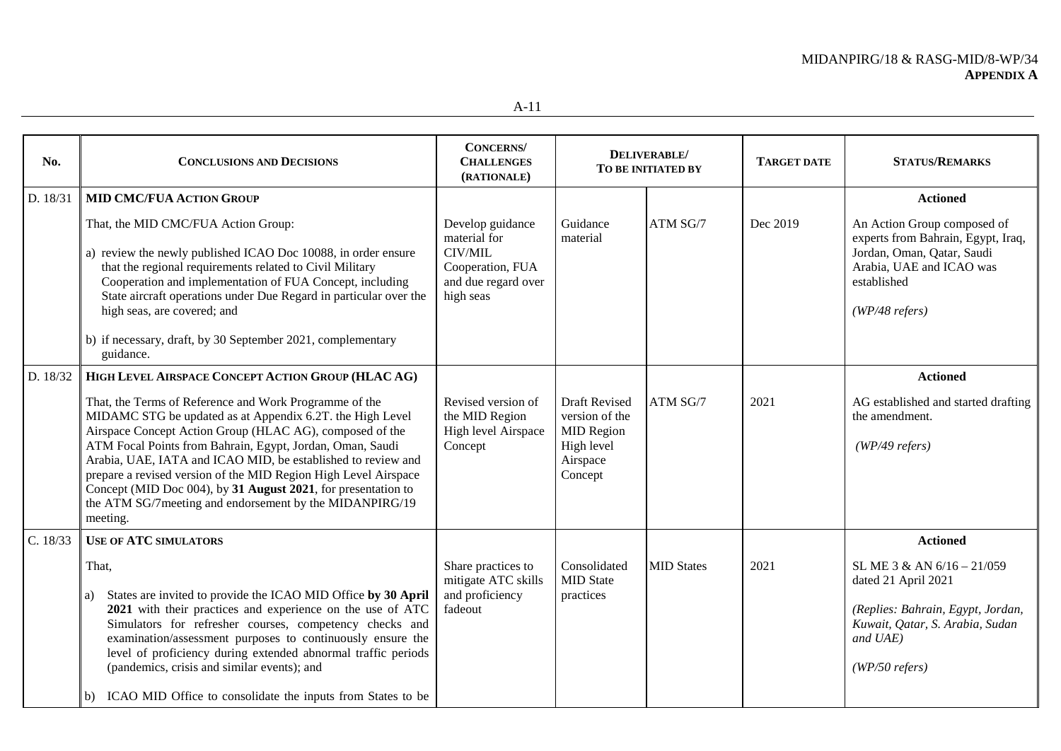| No. | CONCLUSIONS AND DECISIONS | CONCERNS/ CHALLENGES (RATIONALE) | DELIVERABLE/ TO BE INITIATED BY | | TARGET DATE | STATUS/REMARKS |
|---|---|---|---|---|---|---|
| D. 18/31 | **MID CMC/FUA ACTION GROUP**<br><br>That, the MID CMC/FUA Action Group:<br><br>a) review the newly published ICAO Doc 10088, in order ensure that the regional requirements related to Civil Military Cooperation and implementation of FUA Concept, including State aircraft operations under Due Regard in particular over the high seas, are covered; and<br><br>b) if necessary, draft, by 30 September 2021, complementary guidance. | Develop guidance material for CIV/MIL Cooperation, FUA and due regard over high seas | Guidance material | ATM SG/7 | Dec 2019 | **Actioned**<br><br>An Action Group composed of experts from Bahrain, Egypt, Iraq, Jordan, Oman, Qatar, Saudi Arabia, UAE and ICAO was established<br><br>*(WP/48 refers)* |
| D. 18/32 | **HIGH LEVEL AIRSPACE CONCEPT ACTION GROUP (HLAC AG)**<br><br>That, the Terms of Reference and Work Programme of the MIDAMC STG be updated as at Appendix 6.2T. the High Level Airspace Concept Action Group (HLAC AG), composed of the ATM Focal Points from Bahrain, Egypt, Jordan, Oman, Saudi Arabia, UAE, IATA and ICAO MID, be established to review and prepare a revised version of the MID Region High Level Airspace Concept (MID Doc 004), by **31 August 2021**, for presentation to the ATM SG/7meeting and endorsement by the MIDANPIRG/19 meeting. | Revised version of the MID Region High level Airspace Concept | Draft Revised version of the MID Region High level Airspace Concept | ATM SG/7 | 2021 | **Actioned**<br><br>AG established and started drafting the amendment.<br><br>*(WP/49 refers)* |
| C. 18/33 | **USE OF ATC SIMULATORS**<br><br>That,<br><br>a) States are invited to provide the ICAO MID Office **by 30 April 2021** with their practices and experience on the use of ATC Simulators for refresher courses, competency checks and examination/assessment purposes to continuously ensure the level of proficiency during extended abnormal traffic periods (pandemics, crisis and similar events); and<br><br>b) ICAO MID Office to consolidate the inputs from States to be | Share practices to mitigate ATC skills and proficiency fadeout | Consolidated MID State practices | MID States | 2021 | **Actioned**<br><br>SL ME 3 & AN 6/16 – 21/059 dated 21 April 2021<br><br>*(Replies: Bahrain, Egypt, Jordan, Kuwait, Qatar, S. Arabia, Sudan and UAE)*<br><br>*(WP/50 refers)* |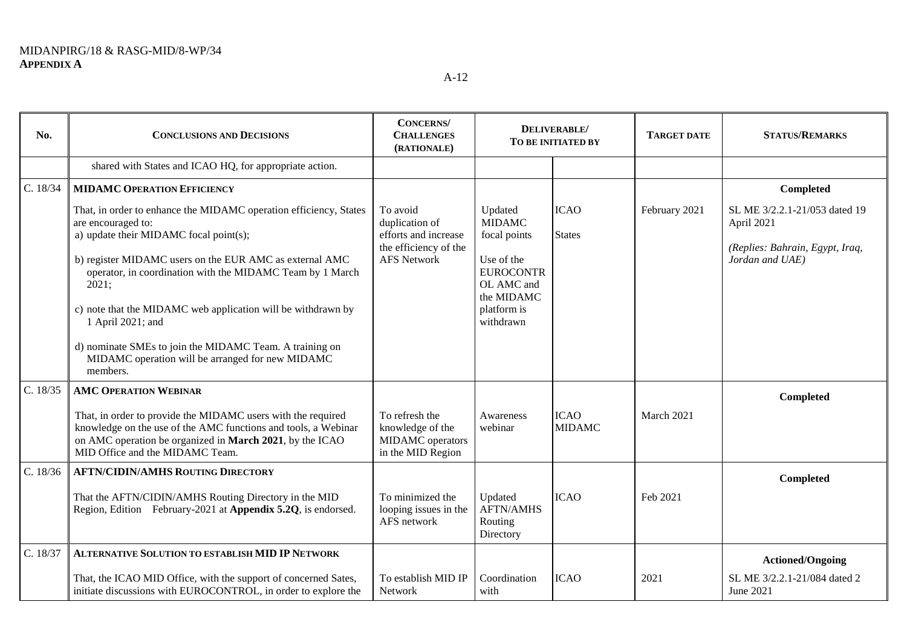| No. | CONCLUSIONS AND DECISIONS | CONCERNS/ CHALLENGES (RATIONALE) | DELIVERABLE/ TO BE INITIATED BY | | TARGET DATE | STATUS/REMARKS |
|---|---|---|---|---|---|---|
| | shared with States and ICAO HQ, for appropriate action. | | | | | |
| C. 18/34 | **MIDAMC OPERATION EFFICIENCY**<br><br>That, in order to enhance the MIDAMC operation efficiency, States are encouraged to:<br>a) update their MIDAMC focal point(s);<br><br>b) register MIDAMC users on the EUR AMC as external AMC operator, in coordination with the MIDAMC Team by 1 March 2021;<br><br>c) note that the MIDAMC web application will be withdrawn by 1 April 2021; and<br><br>d) nominate SMEs to join the MIDAMC Team. A training on MIDAMC operation will be arranged for new MIDAMC members. | To avoid duplication of efforts and increase the efficiency of the AFS Network | Updated MIDAMC focal points<br><br>Use of the EUROCONTROL AMC and the MIDAMC platform is withdrawn | ICAO<br><br>States | February 2021 | **Completed**<br><br>SL ME 3/2.2.1-21/053 dated 19 April 2021<br><br>*(Replies: Bahrain, Egypt, Iraq, Jordan and UAE)* |
| C. 18/35 | **AMC OPERATION WEBINAR**<br><br>That, in order to provide the MIDAMC users with the required knowledge on the use of the AMC functions and tools, a Webinar on AMC operation be organized in **March 2021**, by the ICAO MID Office and the MIDAMC Team. | To refresh the knowledge of the MIDAMC operators in the MID Region | Awareness webinar | ICAO<br>MIDAMC | March 2021 | **Completed** |
| C. 18/36 | **AFTN/CIDIN/AMHS ROUTING DIRECTORY**<br><br>That the AFTN/CIDIN/AMHS Routing Directory in the MID Region, Edition February-2021 at **Appendix 5.2Q**, is endorsed. | To minimized the looping issues in the AFS network | Updated AFTN/AMHS Routing Directory | ICAO | Feb 2021 | **Completed** |
| C. 18/37 | **ALTERNATIVE SOLUTION TO ESTABLISH MID IP NETWORK**<br><br>That, the ICAO MID Office, with the support of concerned Sates, initiate discussions with EUROCONTROL, in order to explore the | To establish MID IP Network | Coordination with | ICAO | 2021 | **Actioned/Ongoing**<br><br>SL ME 3/2.2.1-21/084 dated 2 June 2021 |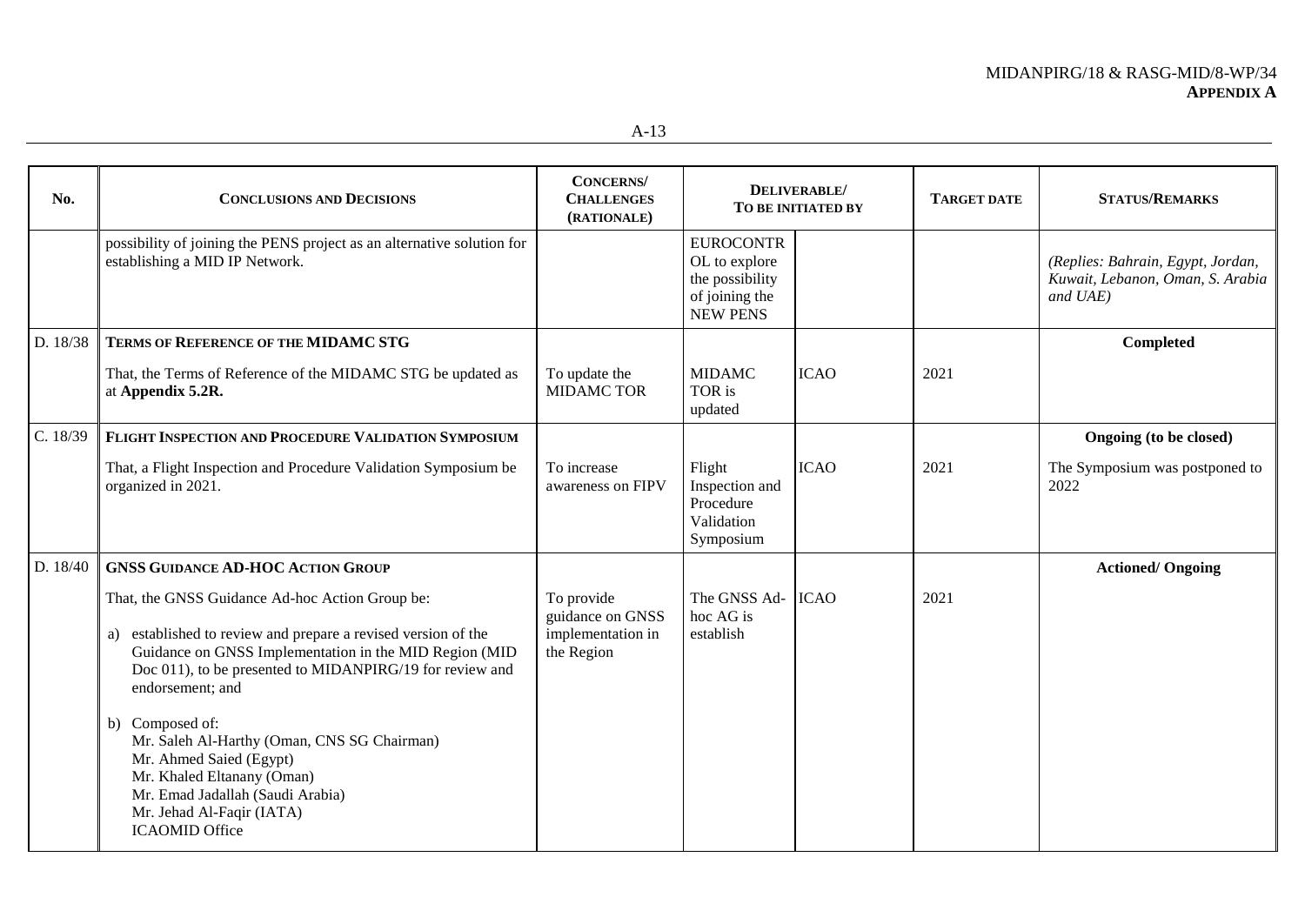| No. | Conclusions and Decisions | Concerns/ Challenges (Rationale) | Deliverable/ To be initiated by | | Target date | Status/Remarks |
|---|---|---|---|---|---|---|
| | possibility of joining the PENS project as an alternative solution for establishing a MID IP Network. | | EUROCONTROL to explore the possibility of joining the NEW PENS | | | *(Replies: Bahrain, Egypt, Jordan, Kuwait, Lebanon, Oman, S. Arabia and UAE)* |
| D. 18/38 | **Terms of Reference of the MIDAMC STG**<br><br>That, the Terms of Reference of the MIDAMC STG be updated as at **Appendix 5.2R.** | To update the MIDAMC TOR | MIDAMC TOR is updated | ICAO | 2021 | **Completed** |
| C. 18/39 | **Flight Inspection and Procedure Validation Symposium**<br><br>That, a Flight Inspection and Procedure Validation Symposium be organized in 2021. | To increase awareness on FIPV | Flight Inspection and Procedure Validation Symposium | ICAO | 2021 | **Ongoing (to be closed)**<br><br>The Symposium was postponed to 2022 |
| D. 18/40 | **GNSS Guidance AD-HOC Action Group**<br><br>That, the GNSS Guidance Ad-hoc Action Group be:<br><br>a) established to review and prepare a revised version of the Guidance on GNSS Implementation in the MID Region (MID Doc 011), to be presented to MIDANPIRG/19 for review and endorsement; and<br><br>b) Composed of:<br>Mr. Saleh Al-Harthy (Oman, CNS SG Chairman)<br>Mr. Ahmed Saied (Egypt)<br>Mr. Khaled Eltanany (Oman)<br>Mr. Emad Jadallah (Saudi Arabia)<br>Mr. Jehad Al-Faqir (IATA)<br>ICAOMID Office | To provide guidance on GNSS implementation in the Region | The GNSS Ad-hoc AG is establish | ICAO | 2021 | **Actioned/ Ongoing** |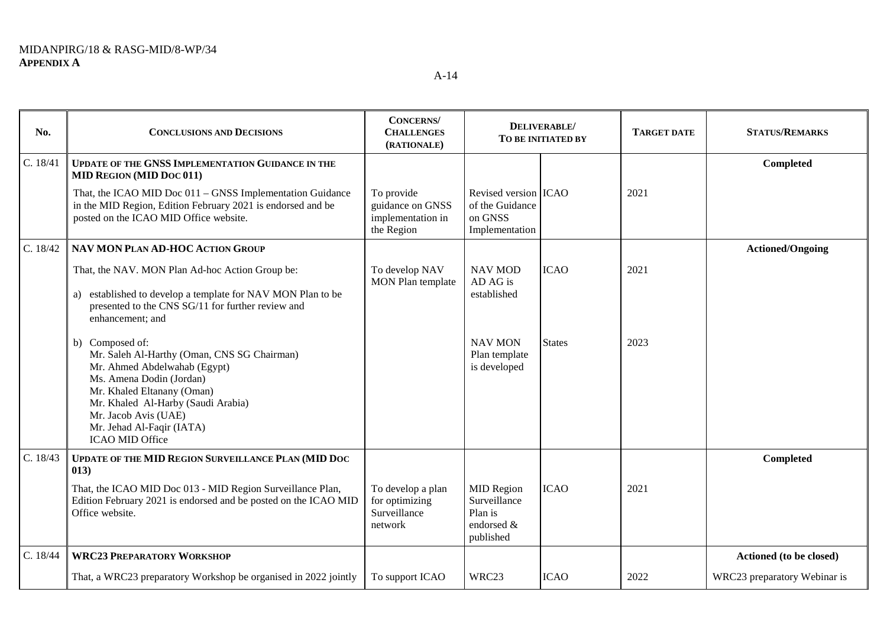| No. | CONCLUSIONS AND DECISIONS | CONCERNS/ CHALLENGES (RATIONALE) | DELIVERABLE/ TO BE INITIATED BY | | TARGET DATE | STATUS/REMARKS |
|---|---|---|---|---|---|---|
| C. 18/41 | **UPDATE OF THE GNSS IMPLEMENTATION GUIDANCE IN THE MID REGION (MID DOC 011)** | | | | | **Completed** |
| | That, the ICAO MID Doc 011 – GNSS Implementation Guidance in the MID Region, Edition February 2021 is endorsed and be posted on the ICAO MID Office website. | To provide guidance on GNSS implementation in the Region | Revised version of the Guidance on GNSS Implementation | ICAO | 2021 | |
| C. 18/42 | **NAV MON PLAN AD-HOC ACTION GROUP** | | | | | **Actioned/Ongoing** |
| | That, the NAV. MON Plan Ad-hoc Action Group be:<br><br>a) established to develop a template for NAV MON Plan to be presented to the CNS SG/11 for further review and enhancement; and | To develop NAV MON Plan template | NAV MOD AD AG is established | ICAO | 2021 | |
| | b) Composed of:<br>Mr. Saleh Al-Harthy (Oman, CNS SG Chairman)<br>Mr. Ahmed Abdelwahab (Egypt)<br>Ms. Amena Dodin (Jordan)<br>Mr. Khaled Eltanany (Oman)<br>Mr. Khaled Al-Harby (Saudi Arabia)<br>Mr. Jacob Avis (UAE)<br>Mr. Jehad Al-Faqir (IATA)<br>ICAO MID Office | | NAV MON Plan template is developed | States | 2023 | |
| C. 18/43 | **UPDATE OF THE MID REGION SURVEILLANCE PLAN (MID DOC 013)** | | | | | **Completed** |
| | That, the ICAO MID Doc 013 - MID Region Surveillance Plan, Edition February 2021 is endorsed and be posted on the ICAO MID Office website. | To develop a plan for optimizing Surveillance network | MID Region Surveillance Plan is endorsed & published | ICAO | 2021 | |
| C. 18/44 | **WRC23 PREPARATORY WORKSHOP** | | | | | **Actioned (to be closed)** |
| | That, a WRC23 preparatory Workshop be organised in 2022 jointly | To support ICAO | WRC23 | ICAO | 2022 | WRC23 preparatory Webinar is |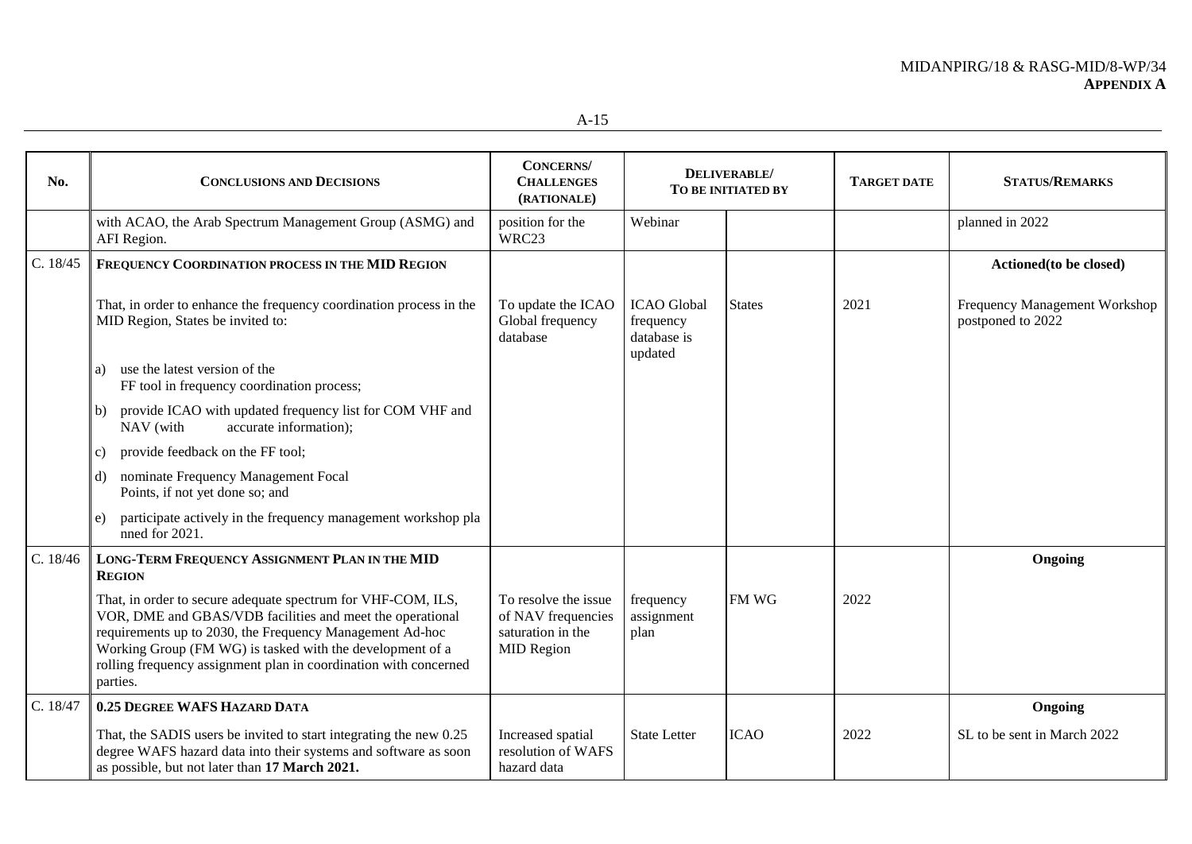| No. | CONCLUSIONS AND DECISIONS | CONCERNS/ CHALLENGES (RATIONALE) | DELIVERABLE/ TO BE INITIATED BY | | TARGET DATE | STATUS/REMARKS |
|---|---|---|---|---|---|---|
| | with ACAO, the Arab Spectrum Management Group (ASMG) and AFI Region. | position for the WRC23 | Webinar | | | planned in 2022 |
| C. 18/45 | **FREQUENCY COORDINATION PROCESS IN THE MID REGION** | | | | | **Actioned(to be closed)** |
| | That, in order to enhance the frequency coordination process in the MID Region, States be invited to:<br>a) use the latest version of the FF tool in frequency coordination process;<br>b) provide ICAO with updated frequency list for COM VHF and NAV (with accurate information);<br>c) provide feedback on the FF tool;<br>d) nominate Frequency Management Focal Points, if not yet done so; and<br>e) participate actively in the frequency management workshop pla nned for 2021. | To update the ICAO Global frequency database | ICAO Global frequency database is updated | States | 2021 | Frequency Management Workshop postponed to 2022 |
| C. 18/46 | **LONG-TERM FREQUENCY ASSIGNMENT PLAN IN THE MID REGION** | | | | | **Ongoing** |
| | That, in order to secure adequate spectrum for VHF-COM, ILS, VOR, DME and GBAS/VDB facilities and meet the operational requirements up to 2030, the Frequency Management Ad-hoc Working Group (FM WG) is tasked with the development of a rolling frequency assignment plan in coordination with concerned parties. | To resolve the issue of NAV frequencies saturation in the MID Region | frequency assignment plan | FM WG | 2022 | |
| C. 18/47 | **0.25 DEGREE WAFS HAZARD DATA** | | | | | **Ongoing** |
| | That, the SADIS users be invited to start integrating the new 0.25 degree WAFS hazard data into their systems and software as soon as possible, but not later than **17 March 2021.** | Increased spatial resolution of WAFS hazard data | State Letter | ICAO | 2022 | SL to be sent in March 2022 |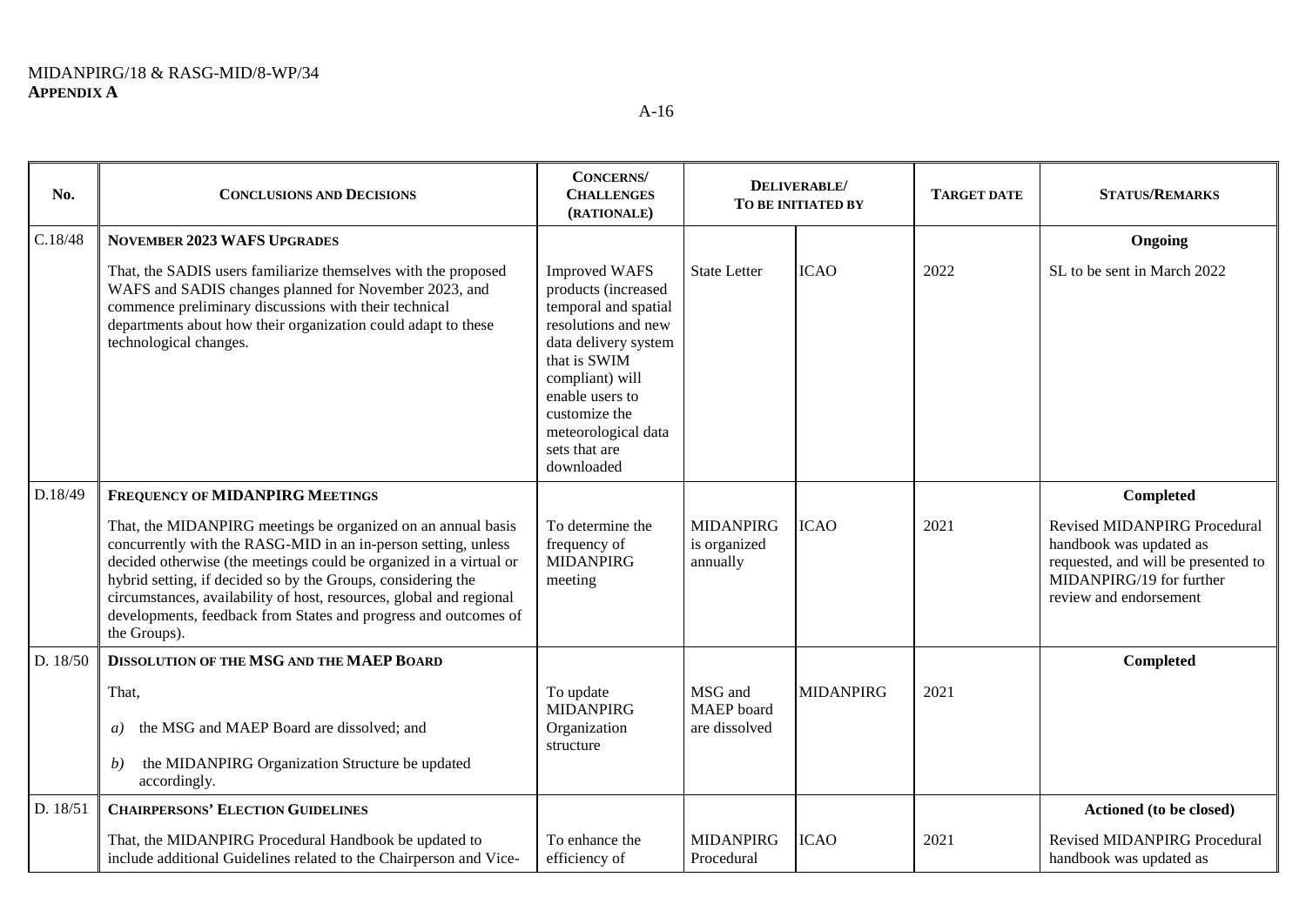| No. | Conclusions and Decisions | Concerns/ Challenges (Rationale) | Deliverable/ To be initiated by | | Target date | Status/Remarks |
|---|---|---|---|---|---|---|
| C.18/48 | **November 2023 WAFS Upgrades**<br><br>That, the SADIS users familiarize themselves with the proposed WAFS and SADIS changes planned for November 2023, and commence preliminary discussions with their technical departments about how their organization could adapt to these technological changes. | Improved WAFS products (increased temporal and spatial resolutions and new data delivery system that is SWIM compliant) will enable users to customize the meteorological data sets that are downloaded | State Letter | ICAO | 2022 | **Ongoing**<br><br>SL to be sent in March 2022 |
| D.18/49 | **Frequency of MIDANPIRG Meetings**<br><br>That, the MIDANPIRG meetings be organized on an annual basis concurrently with the RASG-MID in an in-person setting, unless decided otherwise (the meetings could be organized in a virtual or hybrid setting, if decided so by the Groups, considering the circumstances, availability of host, resources, global and regional developments, feedback from States and progress and outcomes of the Groups). | To determine the frequency of MIDANPIRG meeting | MIDANPIRG is organized annually | ICAO | 2021 | **Completed**<br><br>Revised MIDANPIRG Procedural handbook was updated as requested, and will be presented to MIDANPIRG/19 for further review and endorsement |
| D. 18/50 | **Dissolution of the MSG and the MAEP Board**<br><br>That,<br><br>*a)* the MSG and MAEP Board are dissolved; and<br><br>*b)* the MIDANPIRG Organization Structure be updated accordingly. | To update MIDANPIRG Organization structure | MSG and MAEP board are dissolved | MIDANPIRG | 2021 | **Completed** |
| D. 18/51 | **Chairpersons' Election Guidelines**<br><br>That, the MIDANPIRG Procedural Handbook be updated to include additional Guidelines related to the Chairperson and Vice- | To enhance the efficiency of | MIDANPIRG Procedural | ICAO | 2021 | **Actioned (to be closed)**<br><br>Revised MIDANPIRG Procedural handbook was updated as |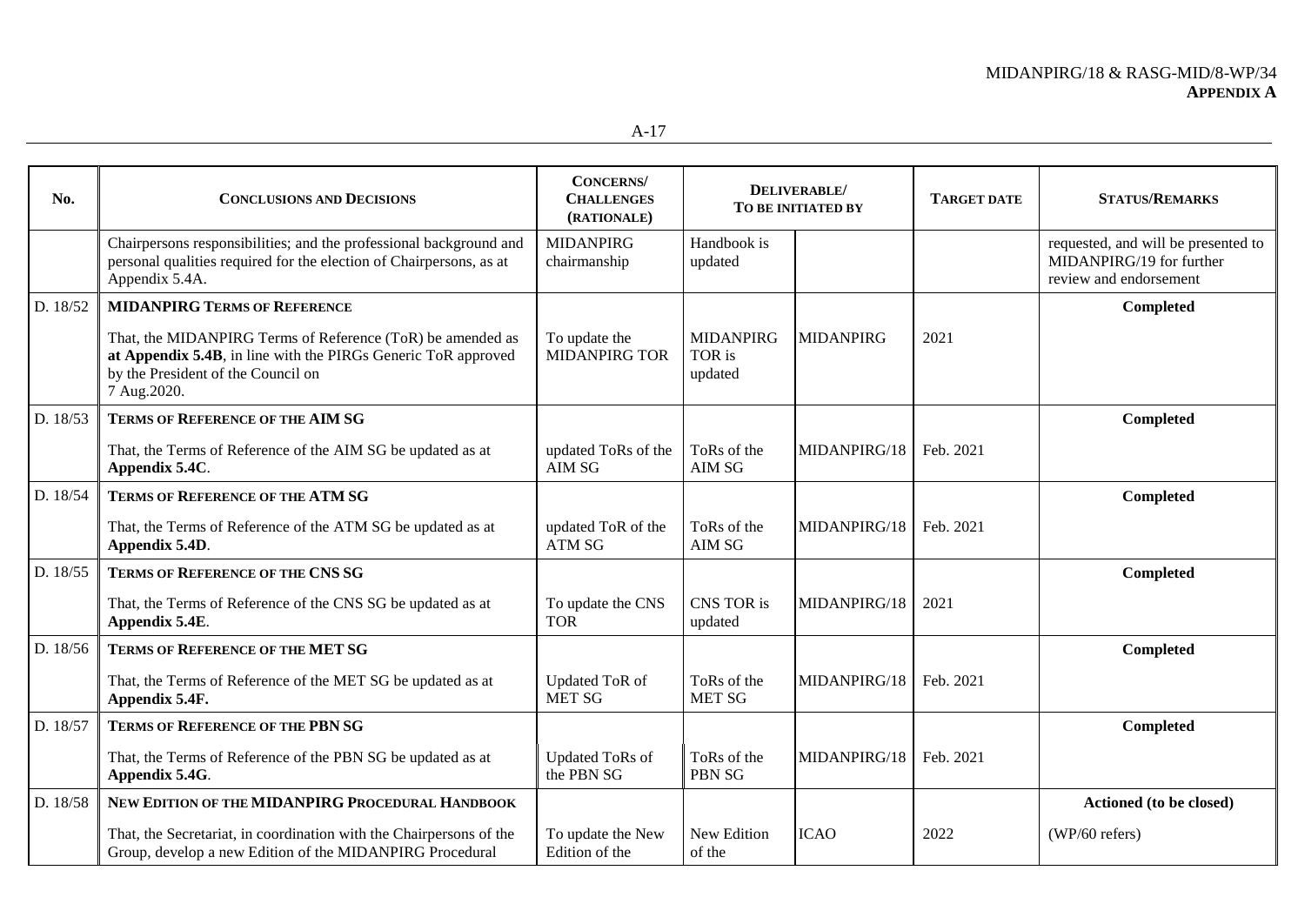| No. | CONCLUSIONS AND DECISIONS | CONCERNS/ CHALLENGES (RATIONALE) | DELIVERABLE/ TO BE INITIATED BY | | TARGET DATE | STATUS/REMARKS |
|---|---|---|---|---|---|---|
| | Chairpersons responsibilities; and the professional background and personal qualities required for the election of Chairpersons, as at Appendix 5.4A. | MIDANPIRG chairmanship | Handbook is updated | | | requested, and will be presented to MIDANPIRG/19 for further review and endorsement |
| D. 18/52 | **MIDANPIRG TERMS OF REFERENCE**<br><br>That, the MIDANPIRG Terms of Reference (ToR) be amended as **at Appendix 5.4B**, in line with the PIRGs Generic ToR approved by the President of the Council on 7 Aug.2020. | To update the MIDANPIRG TOR | MIDANPIRG TOR is updated | MIDANPIRG | 2021 | **Completed** |
| D. 18/53 | **TERMS OF REFERENCE OF THE AIM SG**<br><br>That, the Terms of Reference of the AIM SG be updated as at **Appendix 5.4C**. | updated ToRs of the AIM SG | ToRs of the AIM SG | MIDANPIRG/18 | Feb. 2021 | **Completed** |
| D. 18/54 | **TERMS OF REFERENCE OF THE ATM SG**<br><br>That, the Terms of Reference of the ATM SG be updated as at **Appendix 5.4D**. | updated ToR of the ATM SG | ToRs of the AIM SG | MIDANPIRG/18 | Feb. 2021 | **Completed** |
| D. 18/55 | **TERMS OF REFERENCE OF THE CNS SG**<br><br>That, the Terms of Reference of the CNS SG be updated as at **Appendix 5.4E**. | To update the CNS TOR | CNS TOR is updated | MIDANPIRG/18 | 2021 | **Completed** |
| D. 18/56 | **TERMS OF REFERENCE OF THE MET SG**<br><br>That, the Terms of Reference of the MET SG be updated as at **Appendix 5.4F.** | Updated ToR of MET SG | ToRs of the MET SG | MIDANPIRG/18 | Feb. 2021 | **Completed** |
| D. 18/57 | **TERMS OF REFERENCE OF THE PBN SG**<br><br>That, the Terms of Reference of the PBN SG be updated as at **Appendix 5.4G**. | Updated ToRs of the PBN SG | ToRs of the PBN SG | MIDANPIRG/18 | Feb. 2021 | **Completed** |
| D. 18/58 | **NEW EDITION OF THE MIDANPIRG PROCEDURAL HANDBOOK**<br><br>That, the Secretariat, in coordination with the Chairpersons of the Group, develop a new Edition of the MIDANPIRG Procedural | To update the New Edition of the | New Edition of the | ICAO | 2022 | **Actioned (to be closed)**<br><br>(WP/60 refers) |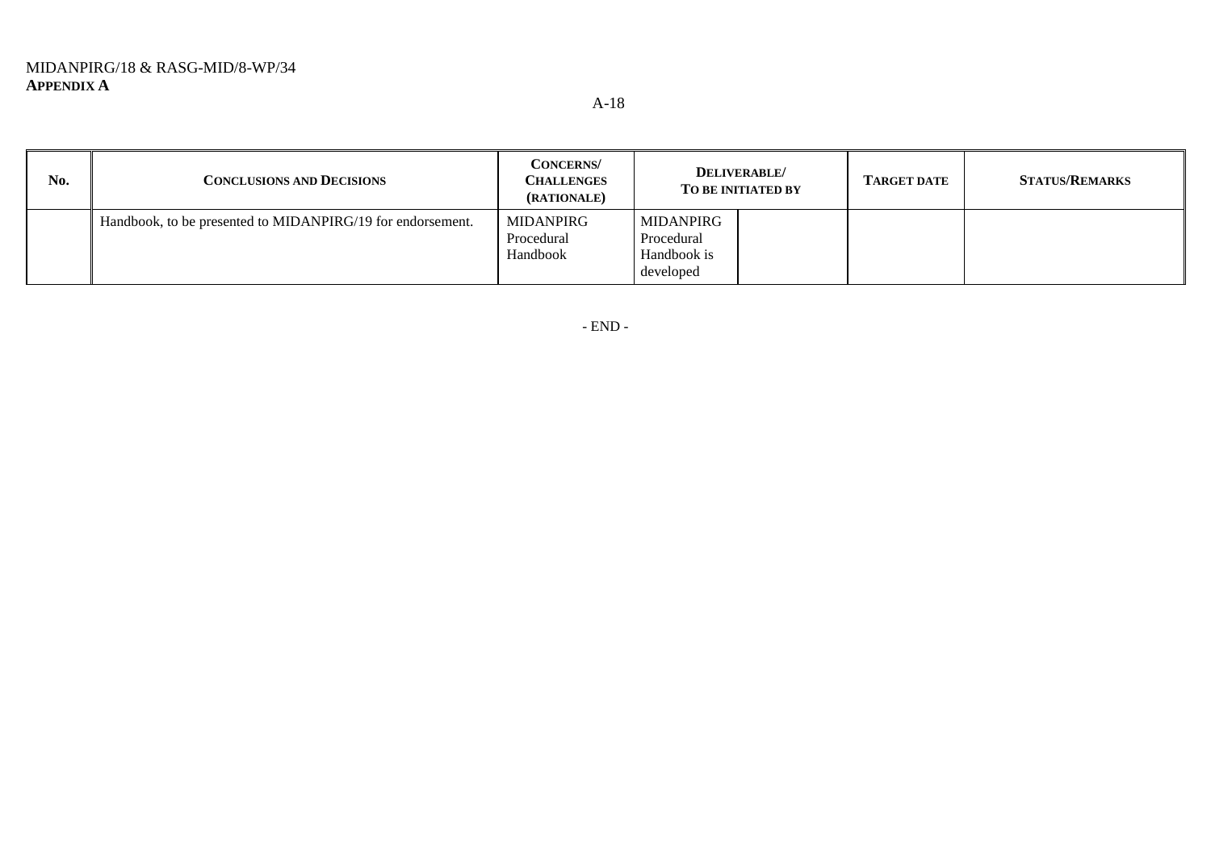| No. | Conclusions and Decisions | Concerns/ Challenges (Rationale) | Deliverable/ To be initiated by | | Target date | Status/Remarks |
|---|---|---|---|---|---|---|
| | Handbook, to be presented to MIDANPIRG/19 for endorsement. | MIDANPIRG Procedural Handbook | MIDANPIRG Procedural Handbook is developed | | | |

- END -